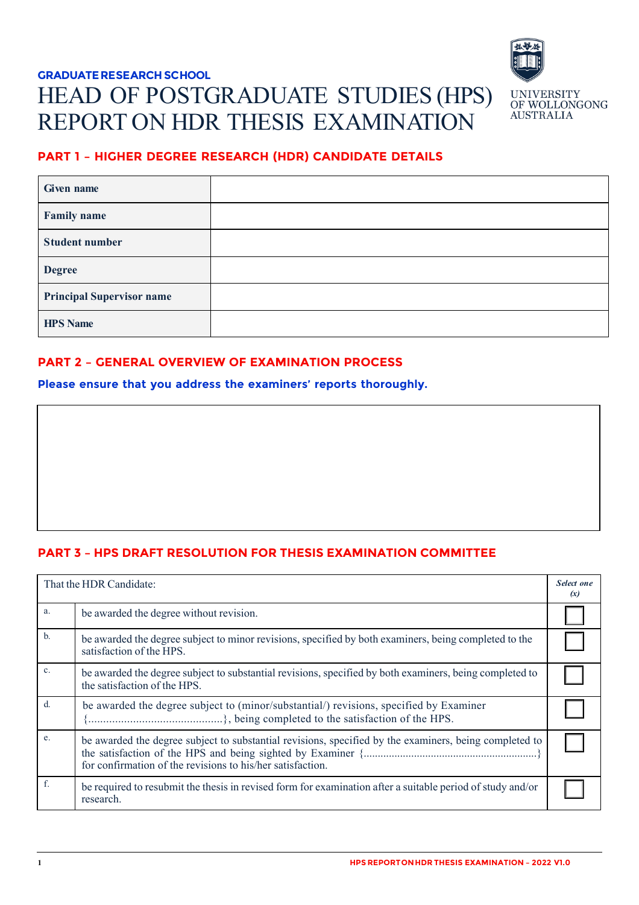**GRADUATE RESEARCH SCHOOL**

# HEAD OF POSTGRADUATE STUDIES (HPS) REPORT ON HDR THESIS EXAMINATION

UNIVERSITY OF WOLLONGONG AUSTRALIA

## PART 1 – HIGHER DEGREE RESEARCH (HDR) CANDIDATE DETAILS

| | |
|---|---|
| **Given name** | |
| **Family name** | |
| **Student number** | |
| **Degree** | |
| **Principal Supervisor name** | |
| **HPS Name** | |

## PART 2 – GENERAL OVERVIEW OF EXAMINATION PROCESS

**Please ensure that you address the examiners' reports thoroughly.**

| |
|---|
| |

## PART 3 – HPS DRAFT RESOLUTION FOR THESIS EXAMINATION COMMITTEE

| That the HDR Candidate: | | *Select one (x)* |
|---|---|---|
| a. | be awarded the degree without revision. | ☐ |
| b. | be awarded the degree subject to minor revisions, specified by both examiners, being completed to the satisfaction of the HPS. | ☐ |
| c. | be awarded the degree subject to substantial revisions, specified by both examiners, being completed to the satisfaction of the HPS. | ☐ |
| d. | be awarded the degree subject to (minor/substantial/) revisions, specified by Examiner {.............................................}, being completed to the satisfaction of the HPS. | ☐ |
| e. | be awarded the degree subject to substantial revisions, specified by the examiners, being completed to the satisfaction of the HPS and being sighted by Examiner {.............................................................} for confirmation of the revisions to his/her satisfaction. | ☐ |
| f. | be required to resubmit the thesis in revised form for examination after a suitable period of study and/or research. | ☐ |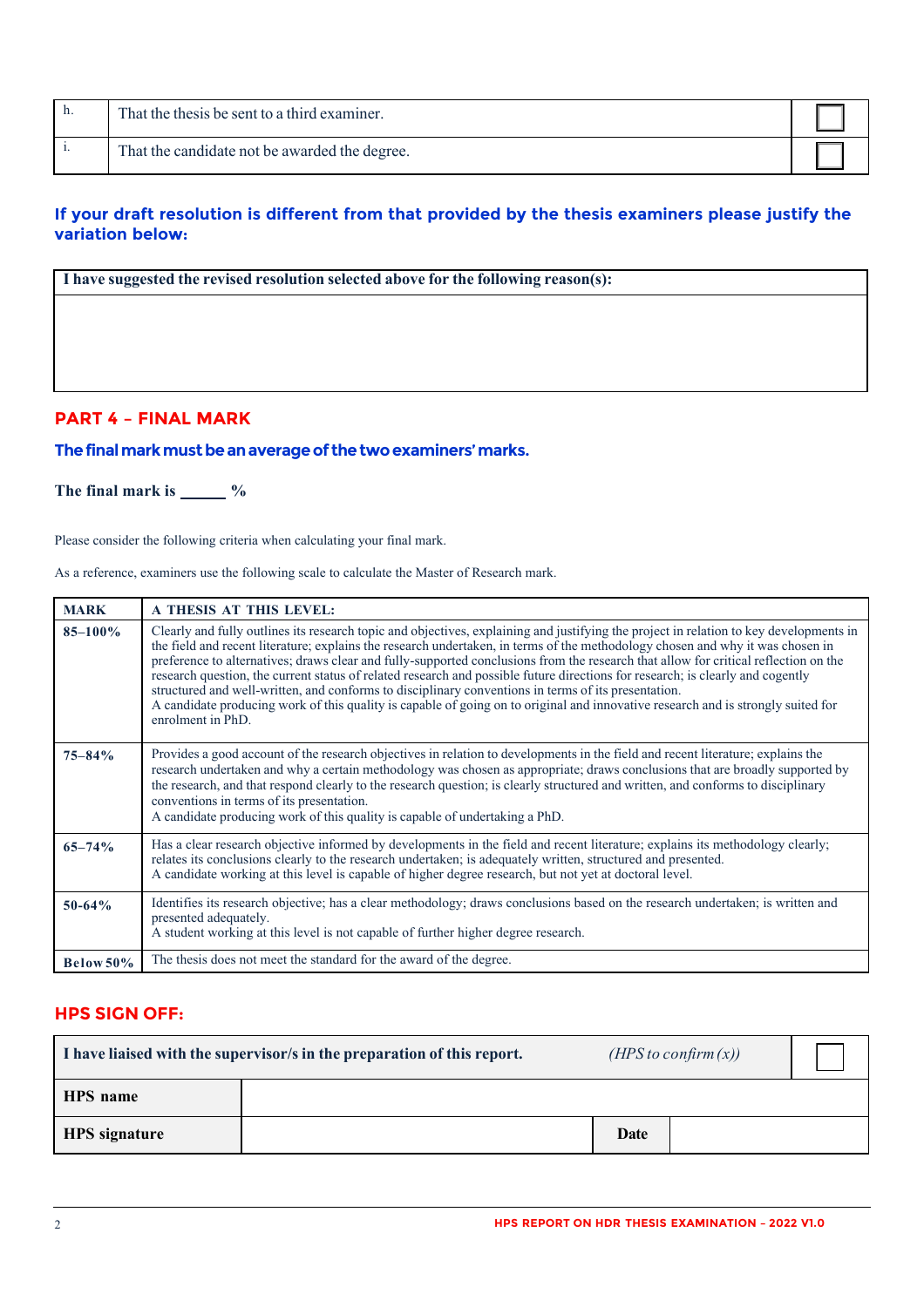| | | |
|---|---|---|
| h. | That the thesis be sent to a third examiner. | ☐ |
| i. | That the candidate not be awarded the degree. | ☐ |

**If your draft resolution is different from that provided by the thesis examiners please justify the variation below:**

| I have suggested the revised resolution selected above for the following reason(s): |
|---|
| |

## PART 4 – FINAL MARK

**The final mark must be an average of the two examiners' marks.**

**The final mark is _____ %**

Please consider the following criteria when calculating your final mark.

As a reference, examiners use the following scale to calculate the Master of Research mark.

| MARK | A THESIS AT THIS LEVEL: |
|---|---|
| 85–100% | Clearly and fully outlines its research topic and objectives, explaining and justifying the project in relation to key developments in the field and recent literature; explains the research undertaken, in terms of the methodology chosen and why it was chosen in preference to alternatives; draws clear and fully-supported conclusions from the research that allow for critical reflection on the research question, the current status of related research and possible future directions for research; is clearly and cogently structured and well-written, and conforms to disciplinary conventions in terms of its presentation.<br>A candidate producing work of this quality is capable of going on to original and innovative research and is strongly suited for enrolment in PhD. |
| 75–84% | Provides a good account of the research objectives in relation to developments in the field and recent literature; explains the research undertaken and why a certain methodology was chosen as appropriate; draws conclusions that are broadly supported by the research, and that respond clearly to the research question; is clearly structured and written, and conforms to disciplinary conventions in terms of its presentation.<br>A candidate producing work of this quality is capable of undertaking a PhD. |
| 65–74% | Has a clear research objective informed by developments in the field and recent literature; explains its methodology clearly; relates its conclusions clearly to the research undertaken; is adequately written, structured and presented.<br>A candidate working at this level is capable of higher degree research, but not yet at doctoral level. |
| 50-64% | Identifies its research objective; has a clear methodology; draws conclusions based on the research undertaken; is written and presented adequately.<br>A student working at this level is not capable of further higher degree research. |
| Below 50% | The thesis does not meet the standard for the award of the degree. |

## HPS SIGN OFF:

| I have liaised with the supervisor/s in the preparation of this report. | | *(HPS to confirm (x))* | ☐ |
|---|---|---|---|
| **HPS name** | | | |
| **HPS signature** | | **Date** | |